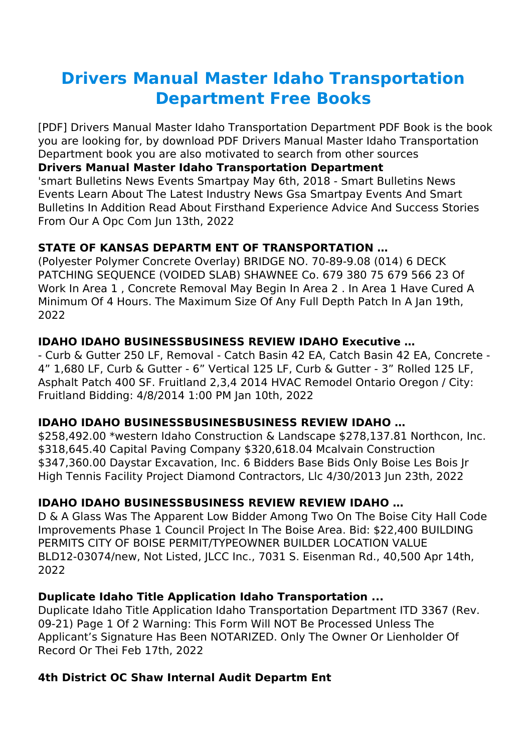# Drivers Manual Master Idaho Transportation Department Free Books

[PDF] Drivers Manual Master Idaho Transportation Department PDF Book is the book you are looking for, by download PDF Drivers Manual Master Idaho Transportation Department book you are also motivated to search from other sources

**Drivers Manual Master Idaho Transportation Department**

'smart Bulletins News Events Smartpay May 6th, 2018 - Smart Bulletins News Events Learn About The Latest Industry News Gsa Smartpay Events And Smart Bulletins In Addition Read About Firsthand Experience Advice And Success Stories From Our A Opc Com Jun 13th, 2022

**STATE OF KANSAS DEPARTM ENT OF TRANSPORTATION …**

(Polyester Polymer Concrete Overlay) BRIDGE NO. 70-89-9.08 (014) 6 DECK PATCHING SEQUENCE (VOIDED SLAB) SHAWNEE Co. 679 380 75 679 566 23 Of Work In Area 1 , Concrete Removal May Begin In Area 2 . In Area 1 Have Cured A Minimum Of 4 Hours. The Maximum Size Of Any Full Depth Patch In A Jan 19th, 2022

**IDAHO IDAHO BUSINESSBUSINESS REVIEW IDAHO Executive …**

- Curb & Gutter 250 LF, Removal - Catch Basin 42 EA, Catch Basin 42 EA, Concrete - 4" 1,680 LF, Curb & Gutter - 6" Vertical 125 LF, Curb & Gutter - 3" Rolled 125 LF, Asphalt Patch 400 SF. Fruitland 2,3,4 2014 HVAC Remodel Ontario Oregon / City: Fruitland Bidding: 4/8/2014 1:00 PM Jan 10th, 2022

**IDAHO IDAHO BUSINESSBUSINESBUSINESS REVIEW IDAHO …**

$258,492.00 *western Idaho Construction & Landscape $278,137.81 Northcon, Inc. $318,645.40 Capital Paving Company $320,618.04 Mcalvain Construction $347,360.00 Daystar Excavation, Inc. 6 Bidders Base Bids Only Boise Les Bois Jr High Tennis Facility Project Diamond Contractors, Llc 4/30/2013 Jun 23th, 2022

**IDAHO IDAHO BUSINESSBUSINESS REVIEW REVIEW IDAHO …**

D & A Glass Was The Apparent Low Bidder Among Two On The Boise City Hall Code Improvements Phase 1 Council Project In The Boise Area. Bid: $22,400 BUILDING PERMITS CITY OF BOISE PERMIT/TYPEOWNER BUILDER LOCATION VALUE BLD12-03074/new, Not Listed, JLCC Inc., 7031 S. Eisenman Rd., 40,500 Apr 14th, 2022

**Duplicate Idaho Title Application Idaho Transportation ...**

Duplicate Idaho Title Application Idaho Transportation Department ITD 3367 (Rev. 09-21) Page 1 Of 2 Warning: This Form Will NOT Be Processed Unless The Applicant's Signature Has Been NOTARIZED. Only The Owner Or Lienholder Of Record Or Thei Feb 17th, 2022

**4th District OC Shaw Internal Audit Departm Ent**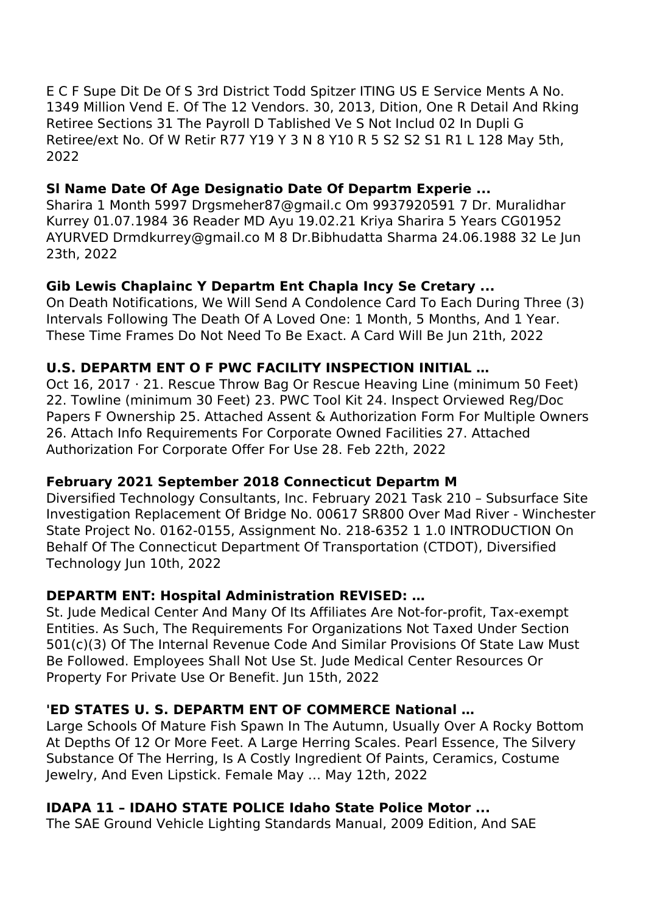E C F Supe Dit De Of S 3rd District Todd Spitzer ITING US E Service Ments A No. 1349 Million Vend E. Of The 12 Vendors. 30, 2013, Dition, One R Detail And Rking Retiree Sections 31 The Payroll D Tablished Ve S Not Includ 02 In Dupli G Retiree/ext No. Of W Retir R77 Y19 Y 3 N 8 Y10 R 5 S2 S2 S1 R1 L 128 May 5th, 2022

**Sl Name Date Of Age Designatio Date Of Departm Experie ...**

Sharira 1 Month 5997 Drgsmeher87@gmail.c Om 9937920591 7 Dr. Muralidhar Kurrey 01.07.1984 36 Reader MD Ayu 19.02.21 Kriya Sharira 5 Years CG01952 AYURVED Drmdkurrey@gmail.co M 8 Dr.Bibhudatta Sharma 24.06.1988 32 Le Jun 23th, 2022

**Gib Lewis Chaplainc Y Departm Ent Chapla Incy Se Cretary ...**

On Death Notifications, We Will Send A Condolence Card To Each During Three (3) Intervals Following The Death Of A Loved One: 1 Month, 5 Months, And 1 Year. These Time Frames Do Not Need To Be Exact. A Card Will Be Jun 21th, 2022

**U.S. DEPARTM ENT O F PWC FACILITY INSPECTION INITIAL …**

Oct 16, 2017 · 21. Rescue Throw Bag Or Rescue Heaving Line (minimum 50 Feet) 22. Towline (minimum 30 Feet) 23. PWC Tool Kit 24. Inspect Orviewed Reg/Doc Papers F Ownership 25. Attached Assent & Authorization Form For Multiple Owners 26. Attach Info Requirements For Corporate Owned Facilities 27. Attached Authorization For Corporate Offer For Use 28. Feb 22th, 2022

**February 2021 September 2018 Connecticut Departm M**

Diversified Technology Consultants, Inc. February 2021 Task 210 – Subsurface Site Investigation Replacement Of Bridge No. 00617 SR800 Over Mad River - Winchester State Project No. 0162-0155, Assignment No. 218-6352 1 1.0 INTRODUCTION On Behalf Of The Connecticut Department Of Transportation (CTDOT), Diversified Technology Jun 10th, 2022

**DEPARTM ENT: Hospital Administration REVISED: …**

St. Jude Medical Center And Many Of Its Affiliates Are Not-for-profit, Tax-exempt Entities. As Such, The Requirements For Organizations Not Taxed Under Section 501(c)(3) Of The Internal Revenue Code And Similar Provisions Of State Law Must Be Followed. Employees Shall Not Use St. Jude Medical Center Resources Or Property For Private Use Or Benefit. Jun 15th, 2022

**'ED STATES U. S. DEPARTM ENT OF COMMERCE National …**

Large Schools Of Mature Fish Spawn In The Autumn, Usually Over A Rocky Bottom At Depths Of 12 Or More Feet. A Large Herring Scales. Pearl Essence, The Silvery Substance Of The Herring, Is A Costly Ingredient Of Paints, Ceramics, Costume Jewelry, And Even Lipstick. Female May … May 12th, 2022

**IDAPA 11 – IDAHO STATE POLICE Idaho State Police Motor ...**

The SAE Ground Vehicle Lighting Standards Manual, 2009 Edition, And SAE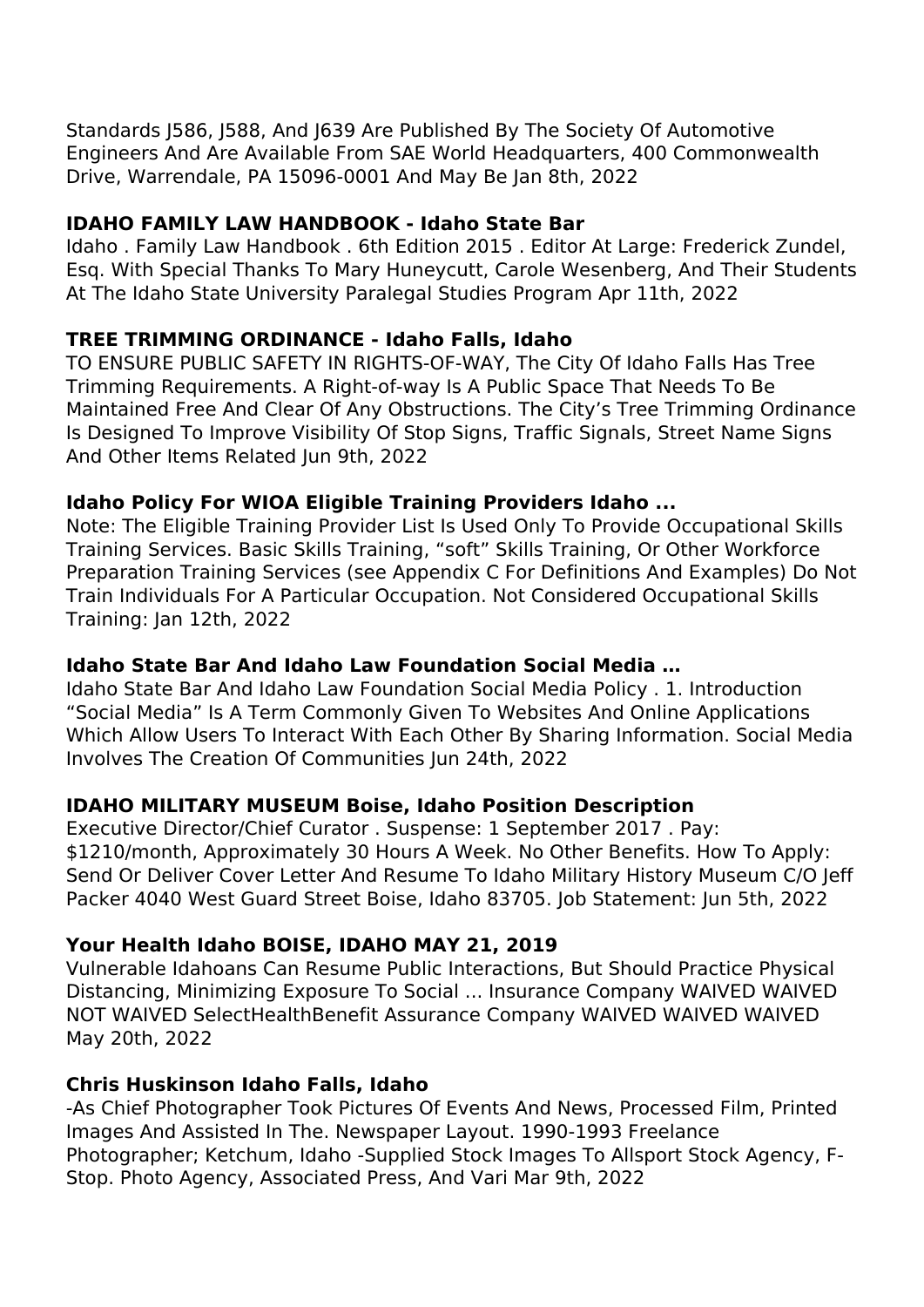Standards J586, J588, And J639 Are Published By The Society Of Automotive Engineers And Are Available From SAE World Headquarters, 400 Commonwealth Drive, Warrendale, PA 15096-0001 And May Be Jan 8th, 2022

### IDAHO FAMILY LAW HANDBOOK - Idaho State Bar

Idaho . Family Law Handbook . 6th Edition 2015 . Editor At Large: Frederick Zundel, Esq. With Special Thanks To Mary Huneycutt, Carole Wesenberg, And Their Students At The Idaho State University Paralegal Studies Program Apr 11th, 2022

### TREE TRIMMING ORDINANCE - Idaho Falls, Idaho

TO ENSURE PUBLIC SAFETY IN RIGHTS-OF-WAY, The City Of Idaho Falls Has Tree Trimming Requirements. A Right-of-way Is A Public Space That Needs To Be Maintained Free And Clear Of Any Obstructions. The City's Tree Trimming Ordinance Is Designed To Improve Visibility Of Stop Signs, Traffic Signals, Street Name Signs And Other Items Related Jun 9th, 2022

### Idaho Policy For WIOA Eligible Training Providers Idaho ...

Note: The Eligible Training Provider List Is Used Only To Provide Occupational Skills Training Services. Basic Skills Training, "soft" Skills Training, Or Other Workforce Preparation Training Services (see Appendix C For Definitions And Examples) Do Not Train Individuals For A Particular Occupation. Not Considered Occupational Skills Training: Jan 12th, 2022

### Idaho State Bar And Idaho Law Foundation Social Media …

Idaho State Bar And Idaho Law Foundation Social Media Policy . 1. Introduction "Social Media" Is A Term Commonly Given To Websites And Online Applications Which Allow Users To Interact With Each Other By Sharing Information. Social Media Involves The Creation Of Communities Jun 24th, 2022

### IDAHO MILITARY MUSEUM Boise, Idaho Position Description

Executive Director/Chief Curator . Suspense: 1 September 2017 . Pay: $1210/month, Approximately 30 Hours A Week. No Other Benefits. How To Apply: Send Or Deliver Cover Letter And Resume To Idaho Military History Museum C/O Jeff Packer 4040 West Guard Street Boise, Idaho 83705. Job Statement: Jun 5th, 2022

### Your Health Idaho BOISE, IDAHO MAY 21, 2019

Vulnerable Idahoans Can Resume Public Interactions, But Should Practice Physical Distancing, Minimizing Exposure To Social ... Insurance Company WAIVED WAIVED NOT WAIVED SelectHealthBenefit Assurance Company WAIVED WAIVED WAIVED May 20th, 2022

### Chris Huskinson Idaho Falls, Idaho

-As Chief Photographer Took Pictures Of Events And News, Processed Film, Printed Images And Assisted In The. Newspaper Layout. 1990-1993 Freelance Photographer; Ketchum, Idaho -Supplied Stock Images To Allsport Stock Agency, F-Stop. Photo Agency, Associated Press, And Vari Mar 9th, 2022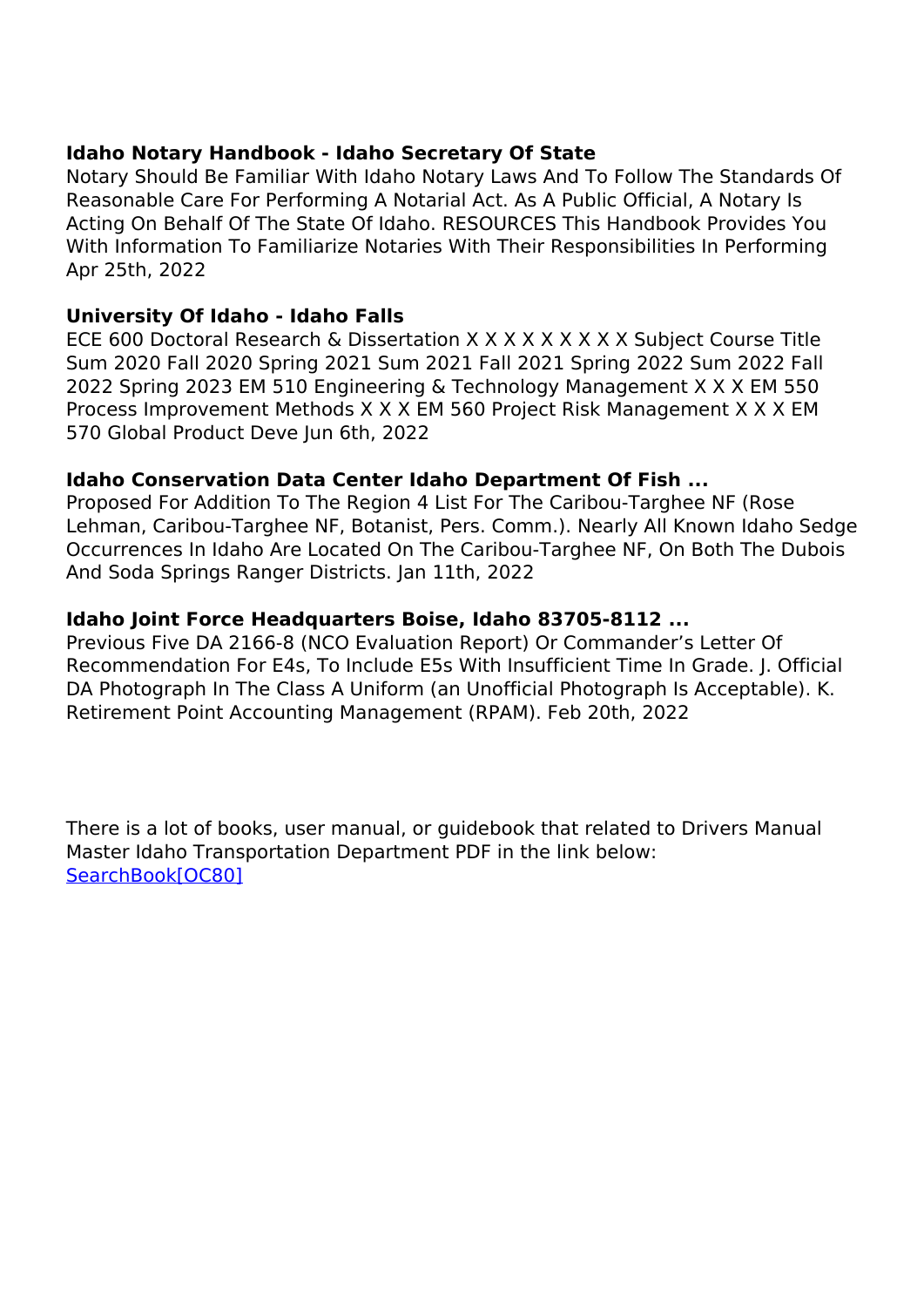**Idaho Notary Handbook - Idaho Secretary Of State**

Notary Should Be Familiar With Idaho Notary Laws And To Follow The Standards Of Reasonable Care For Performing A Notarial Act. As A Public Official, A Notary Is Acting On Behalf Of The State Of Idaho. RESOURCES This Handbook Provides You With Information To Familiarize Notaries With Their Responsibilities In Performing Apr 25th, 2022

**University Of Idaho - Idaho Falls**

ECE 600 Doctoral Research & Dissertation X X X X X X X X X Subject Course Title Sum 2020 Fall 2020 Spring 2021 Sum 2021 Fall 2021 Spring 2022 Sum 2022 Fall 2022 Spring 2023 EM 510 Engineering & Technology Management X X X EM 550 Process Improvement Methods X X X EM 560 Project Risk Management X X X EM 570 Global Product Deve Jun 6th, 2022

**Idaho Conservation Data Center Idaho Department Of Fish ...**

Proposed For Addition To The Region 4 List For The Caribou-Targhee NF (Rose Lehman, Caribou-Targhee NF, Botanist, Pers. Comm.). Nearly All Known Idaho Sedge Occurrences In Idaho Are Located On The Caribou-Targhee NF, On Both The Dubois And Soda Springs Ranger Districts. Jan 11th, 2022

**Idaho Joint Force Headquarters Boise, Idaho 83705-8112 ...**

Previous Five DA 2166-8 (NCO Evaluation Report) Or Commander's Letter Of Recommendation For E4s, To Include E5s With Insufficient Time In Grade. J. Official DA Photograph In The Class A Uniform (an Unofficial Photograph Is Acceptable). K. Retirement Point Accounting Management (RPAM). Feb 20th, 2022

There is a lot of books, user manual, or guidebook that related to Drivers Manual Master Idaho Transportation Department PDF in the link below:
SearchBook[OC80]